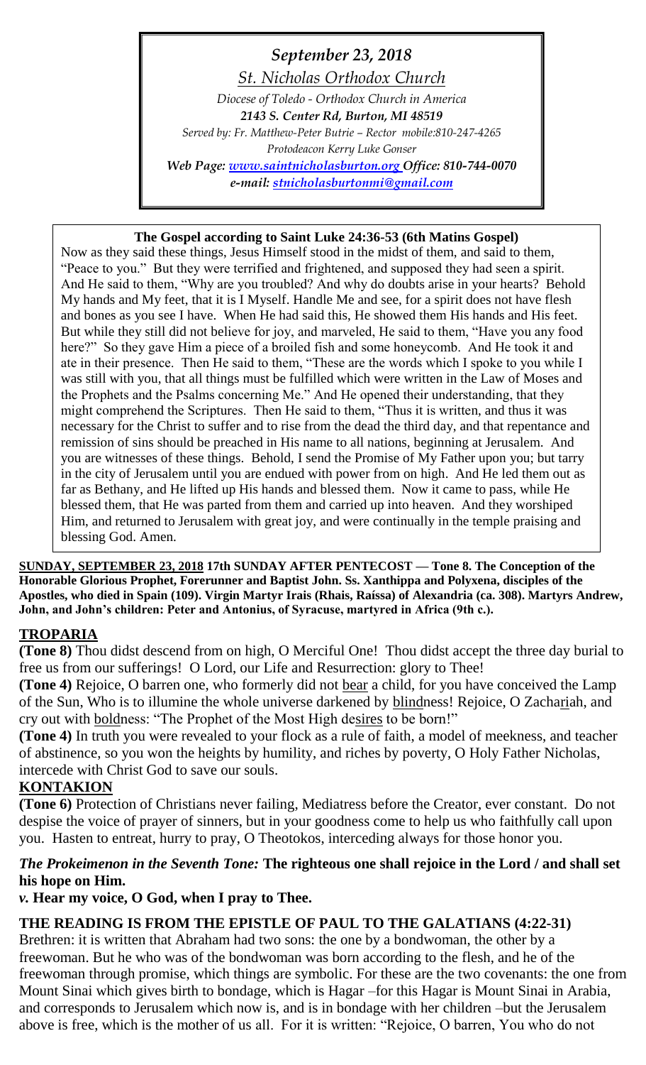*September 23, 2018*

*St. Nicholas Orthodox Church*

*Diocese of Toledo - Orthodox Church in America*

***2143 S. Center Rd, Burton, MI 48519***

*Served by: Fr. Matthew-Peter Butrie – Rector mobile:810-247-4265*

*Protodeacon Kerry Luke Gonser*

***Web Page: www.saintnicholasburton.org Office: 810-744-0070***

***e-mail: stnicholasburtonmi@gmail.com***

**The Gospel according to Saint Luke 24:36-53 (6th Matins Gospel)**

Now as they said these things, Jesus Himself stood in the midst of them, and said to them, "Peace to you." But they were terrified and frightened, and supposed they had seen a spirit. And He said to them, "Why are you troubled? And why do doubts arise in your hearts? Behold My hands and My feet, that it is I Myself. Handle Me and see, for a spirit does not have flesh and bones as you see I have. When He had said this, He showed them His hands and His feet. But while they still did not believe for joy, and marveled, He said to them, "Have you any food here?" So they gave Him a piece of a broiled fish and some honeycomb. And He took it and ate in their presence. Then He said to them, "These are the words which I spoke to you while I was still with you, that all things must be fulfilled which were written in the Law of Moses and the Prophets and the Psalms concerning Me." And He opened their understanding, that they might comprehend the Scriptures. Then He said to them, "Thus it is written, and thus it was necessary for the Christ to suffer and to rise from the dead the third day, and that repentance and remission of sins should be preached in His name to all nations, beginning at Jerusalem. And you are witnesses of these things. Behold, I send the Promise of My Father upon you; but tarry in the city of Jerusalem until you are endued with power from on high. And He led them out as far as Bethany, and He lifted up His hands and blessed them. Now it came to pass, while He blessed them, that He was parted from them and carried up into heaven. And they worshiped Him, and returned to Jerusalem with great joy, and were continually in the temple praising and blessing God. Amen.

**SUNDAY, SEPTEMBER 23, 2018 17th SUNDAY AFTER PENTECOST — Tone 8. The Conception of the Honorable Glorious Prophet, Forerunner and Baptist John. Ss. Xanthippa and Polyxena, disciples of the Apostles, who died in Spain (109). Virgin Martyr Irais (Rhais, Raíssa) of Alexandria (ca. 308). Martyrs Andrew, John, and John's children: Peter and Antonius, of Syracuse, martyred in Africa (9th c.).**

## TROPARIA

**(Tone 8)** Thou didst descend from on high, O Merciful One! Thou didst accept the three day burial to free us from our sufferings! O Lord, our Life and Resurrection: glory to Thee!

**(Tone 4)** Rejoice, O barren one, who formerly did not bear a child, for you have conceived the Lamp of the Sun, Who is to illumine the whole universe darkened by blindness! Rejoice, O Zachariah, and cry out with boldness: "The Prophet of the Most High desires to be born!"

**(Tone 4)** In truth you were revealed to your flock as a rule of faith, a model of meekness, and teacher of abstinence, so you won the heights by humility, and riches by poverty, O Holy Father Nicholas, intercede with Christ God to save our souls.

## KONTAKION

**(Tone 6)** Protection of Christians never failing, Mediatress before the Creator, ever constant. Do not despise the voice of prayer of sinners, but in your goodness come to help us who faithfully call upon you. Hasten to entreat, hurry to pray, O Theotokos, interceding always for those honor you.

***The Prokeimenon in the Seventh Tone:*** **The righteous one shall rejoice in the Lord / and shall set his hope on Him.**

***v.*** **Hear my voice, O God, when I pray to Thee.**

## THE READING IS FROM THE EPISTLE OF PAUL TO THE GALATIANS (4:22-31)

Brethren: it is written that Abraham had two sons: the one by a bondwoman, the other by a freewoman. But he who was of the bondwoman was born according to the flesh, and he of the freewoman through promise, which things are symbolic. For these are the two covenants: the one from Mount Sinai which gives birth to bondage, which is Hagar –for this Hagar is Mount Sinai in Arabia, and corresponds to Jerusalem which now is, and is in bondage with her children –but the Jerusalem above is free, which is the mother of us all. For it is written: "Rejoice, O barren, You who do not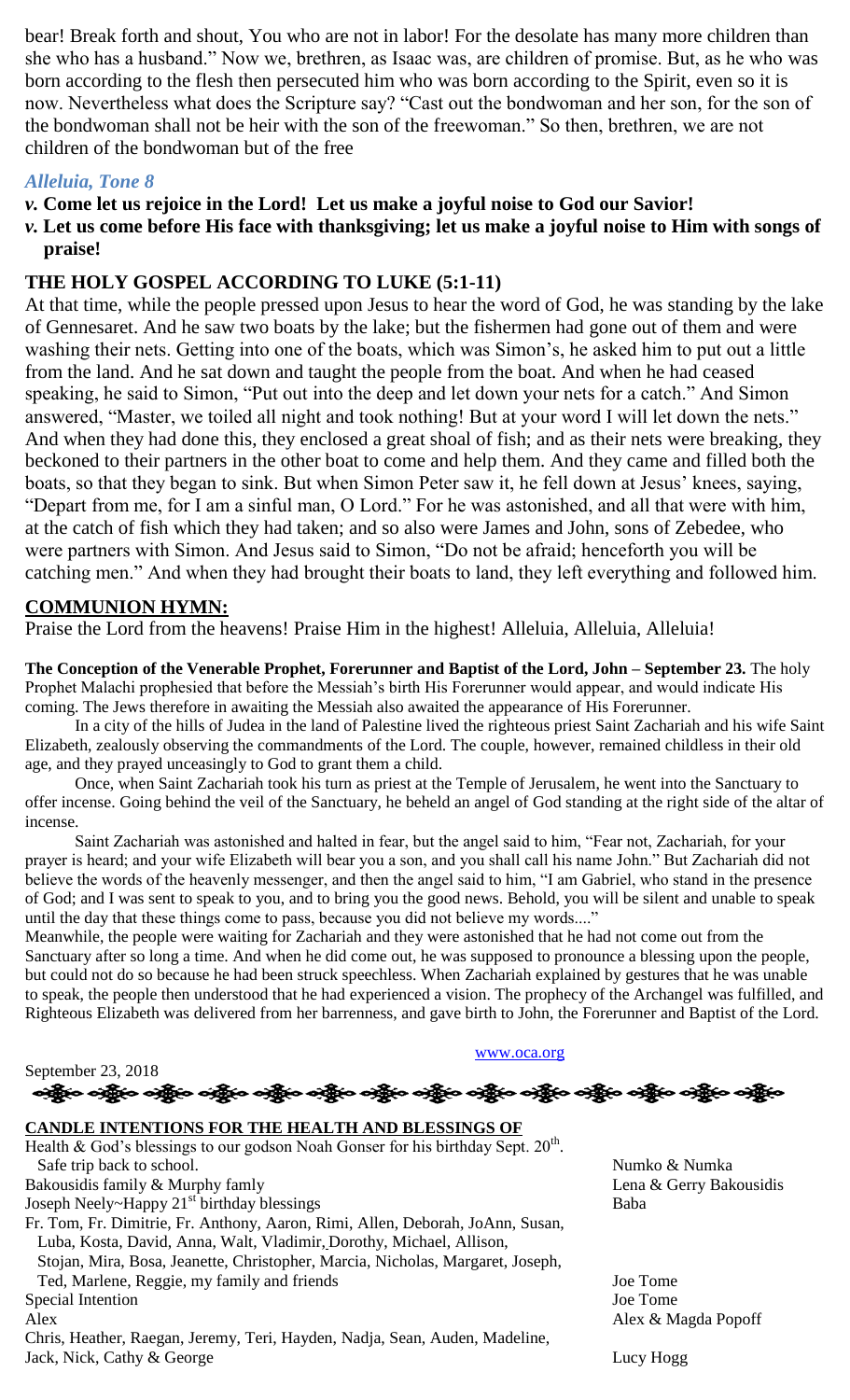bear! Break forth and shout, You who are not in labor! For the desolate has many more children than she who has a husband." Now we, brethren, as Isaac was, are children of promise. But, as he who was born according to the flesh then persecuted him who was born according to the Spirit, even so it is now. Nevertheless what does the Scripture say? "Cast out the bondwoman and her son, for the son of the bondwoman shall not be heir with the son of the freewoman." So then, brethren, we are not children of the bondwoman but of the free

### *Alleluia, Tone 8*

***v.*** **Come let us rejoice in the Lord! Let us make a joyful noise to God our Savior!**

***v.*** **Let us come before His face with thanksgiving; let us make a joyful noise to Him with songs of praise!**

### THE HOLY GOSPEL ACCORDING TO LUKE (5:1-11)

At that time, while the people pressed upon Jesus to hear the word of God, he was standing by the lake of Gennesaret. And he saw two boats by the lake; but the fishermen had gone out of them and were washing their nets. Getting into one of the boats, which was Simon's, he asked him to put out a little from the land. And he sat down and taught the people from the boat. And when he had ceased speaking, he said to Simon, "Put out into the deep and let down your nets for a catch." And Simon answered, "Master, we toiled all night and took nothing! But at your word I will let down the nets." And when they had done this, they enclosed a great shoal of fish; and as their nets were breaking, they beckoned to their partners in the other boat to come and help them. And they came and filled both the boats, so that they began to sink. But when Simon Peter saw it, he fell down at Jesus' knees, saying, "Depart from me, for I am a sinful man, O Lord." For he was astonished, and all that were with him, at the catch of fish which they had taken; and so also were James and John, sons of Zebedee, who were partners with Simon. And Jesus said to Simon, "Do not be afraid; henceforth you will be catching men." And when they had brought their boats to land, they left everything and followed him.

### COMMUNION HYMN:

Praise the Lord from the heavens! Praise Him in the highest! Alleluia, Alleluia, Alleluia!

**The Conception of the Venerable Prophet, Forerunner and Baptist of the Lord, John – September 23.** The holy Prophet Malachi prophesied that before the Messiah's birth His Forerunner would appear, and would indicate His coming. The Jews therefore in awaiting the Messiah also awaited the appearance of His Forerunner.

In a city of the hills of Judea in the land of Palestine lived the righteous priest Saint Zachariah and his wife Saint Elizabeth, zealously observing the commandments of the Lord. The couple, however, remained childless in their old age, and they prayed unceasingly to God to grant them a child.

Once, when Saint Zachariah took his turn as priest at the Temple of Jerusalem, he went into the Sanctuary to offer incense. Going behind the veil of the Sanctuary, he beheld an angel of God standing at the right side of the altar of incense.

Saint Zachariah was astonished and halted in fear, but the angel said to him, "Fear not, Zachariah, for your prayer is heard; and your wife Elizabeth will bear you a son, and you shall call his name John." But Zachariah did not believe the words of the heavenly messenger, and then the angel said to him, "I am Gabriel, who stand in the presence of God; and I was sent to speak to you, and to bring you the good news. Behold, you will be silent and unable to speak until the day that these things come to pass, because you did not believe my words...."

Meanwhile, the people were waiting for Zachariah and they were astonished that he had not come out from the Sanctuary after so long a time. And when he did come out, he was supposed to pronounce a blessing upon the people, but could not do so because he had been struck speechless. When Zachariah explained by gestures that he was unable to speak, the people then understood that he had experienced a vision. The prophecy of the Archangel was fulfilled, and Righteous Elizabeth was delivered from her barrenness, and gave birth to John, the Forerunner and Baptist of the Lord.

www.oca.org

September 23, 2018

### CANDLE INTENTIONS FOR THE HEALTH AND BLESSINGS OF

| | |
|---|---|
| Health & God's blessings to our godson Noah Gonser for his birthday Sept. 20th. Safe trip back to school. | Numko & Numka |
| Bakousidis family & Murphy famly | Lena & Gerry Bakousidis |
| Joseph Neely~Happy 21st birthday blessings | Baba |
| Fr. Tom, Fr. Dimitrie, Fr. Anthony, Aaron, Rimi, Allen, Deborah, JoAnn, Susan, Luba, Kosta, David, Anna, Walt, Vladimir, Dorothy, Michael, Allison, Stojan, Mira, Bosa, Jeanette, Christopher, Marcia, Nicholas, Margaret, Joseph, Ted, Marlene, Reggie, my family and friends | Joe Tome |
| Special Intention | Joe Tome |
| Alex | Alex & Magda Popoff |
| Chris, Heather, Raegan, Jeremy, Teri, Hayden, Nadja, Sean, Auden, Madeline, Jack, Nick, Cathy & George | Lucy Hogg |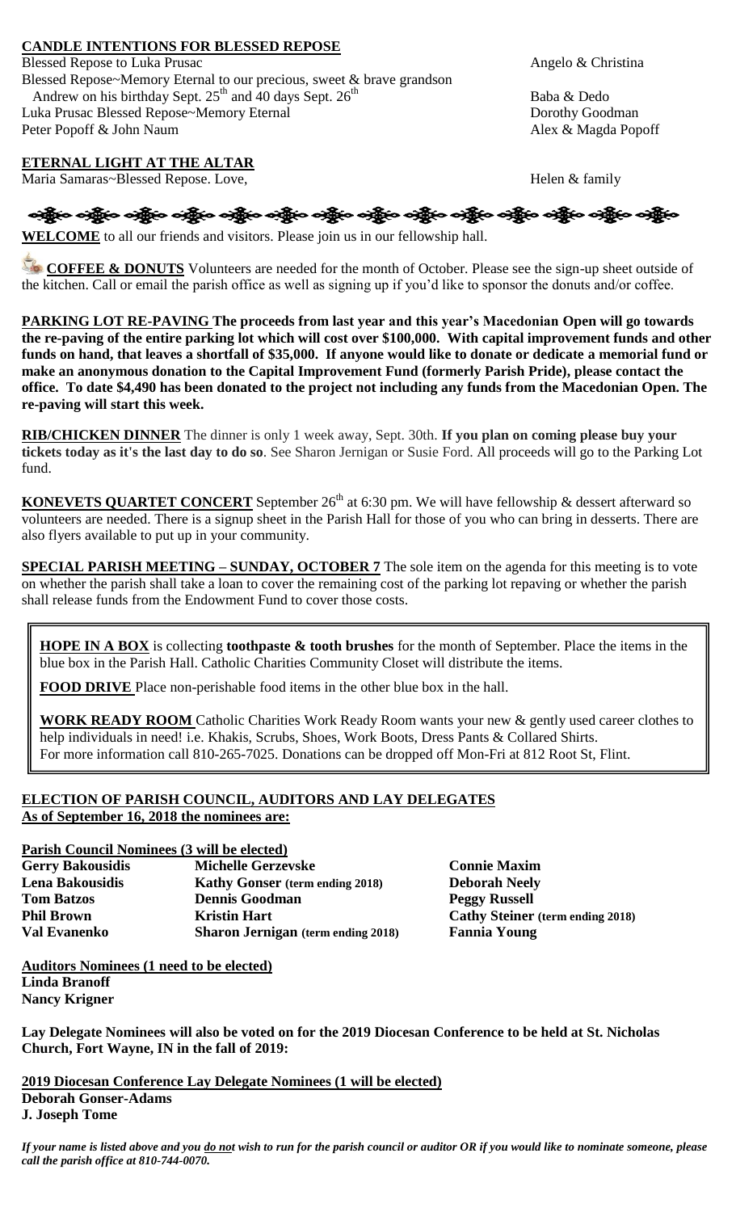## CANDLE INTENTIONS FOR BLESSED REPOSE

| | |
|---|---|
| Blessed Repose to Luka Prusac | Angelo & Christina |
| Blessed Repose~Memory Eternal to our precious, sweet & brave grandson Andrew on his birthday Sept. 25th and 40 days Sept. 26th | Baba & Dedo |
| Luka Prusac Blessed Repose~Memory Eternal | Dorothy Goodman |
| Peter Popoff & John Naum | Alex & Magda Popoff |

## ETERNAL LIGHT AT THE ALTAR

| | |
|---|---|
| Maria Samaras~Blessed Repose. Love, | Helen & family |

**WELCOME** to all our friends and visitors. Please join us in our fellowship hall.

**COFFEE & DONUTS** Volunteers are needed for the month of October. Please see the sign-up sheet outside of the kitchen. Call or email the parish office as well as signing up if you'd like to sponsor the donuts and/or coffee.

**PARKING LOT RE-PAVING The proceeds from last year and this year's Macedonian Open will go towards the re-paving of the entire parking lot which will cost over $100,000. With capital improvement funds and other funds on hand, that leaves a shortfall of $35,000. If anyone would like to donate or dedicate a memorial fund or make an anonymous donation to the Capital Improvement Fund (formerly Parish Pride), please contact the office. To date $4,490 has been donated to the project not including any funds from the Macedonian Open. The re-paving will start this week.**

**RIB/CHICKEN DINNER** The dinner is only 1 week away, Sept. 30th. **If you plan on coming please buy your tickets today as it's the last day to do so**. See Sharon Jernigan or Susie Ford. All proceeds will go to the Parking Lot fund.

**KONEVETS QUARTET CONCERT** September 26th at 6:30 pm. We will have fellowship & dessert afterward so volunteers are needed. There is a signup sheet in the Parish Hall for those of you who can bring in desserts. There are also flyers available to put up in your community.

**SPECIAL PARISH MEETING – SUNDAY, OCTOBER 7** The sole item on the agenda for this meeting is to vote on whether the parish shall take a loan to cover the remaining cost of the parking lot repaving or whether the parish shall release funds from the Endowment Fund to cover those costs.

**HOPE IN A BOX** is collecting **toothpaste & tooth brushes** for the month of September. Place the items in the blue box in the Parish Hall. Catholic Charities Community Closet will distribute the items.

**FOOD DRIVE** Place non-perishable food items in the other blue box in the hall.

**WORK READY ROOM** Catholic Charities Work Ready Room wants your new & gently used career clothes to help individuals in need! i.e. Khakis, Scrubs, Shoes, Work Boots, Dress Pants & Collared Shirts. For more information call 810-265-7025. Donations can be dropped off Mon-Fri at 812 Root St, Flint.

## ELECTION OF PARISH COUNCIL, AUDITORS AND LAY DELEGATES
**As of September 16, 2018 the nominees are:**

**Parish Council Nominees (3 will be elected)**

| | | |
|---|---|---|
| **Gerry Bakousidis** | **Michelle Gerzevske** | **Connie Maxim** |
| **Lena Bakousidis** | **Kathy Gonser (term ending 2018)** | **Deborah Neely** |
| **Tom Batzos** | **Dennis Goodman** | **Peggy Russell** |
| **Phil Brown** | **Kristin Hart** | **Cathy Steiner (term ending 2018)** |
| **Val Evanenko** | **Sharon Jernigan (term ending 2018)** | **Fannia Young** |

**Auditors Nominees (1 need to be elected)**
**Linda Branoff**
**Nancy Krigner**

**Lay Delegate Nominees will also be voted on for the 2019 Diocesan Conference to be held at St. Nicholas Church, Fort Wayne, IN in the fall of 2019:**

**2019 Diocesan Conference Lay Delegate Nominees (1 will be elected)**
**Deborah Gonser-Adams**
**J. Joseph Tome**

***If your name is listed above and you do not wish to run for the parish council or auditor OR if you would like to nominate someone, please call the parish office at 810-744-0070.***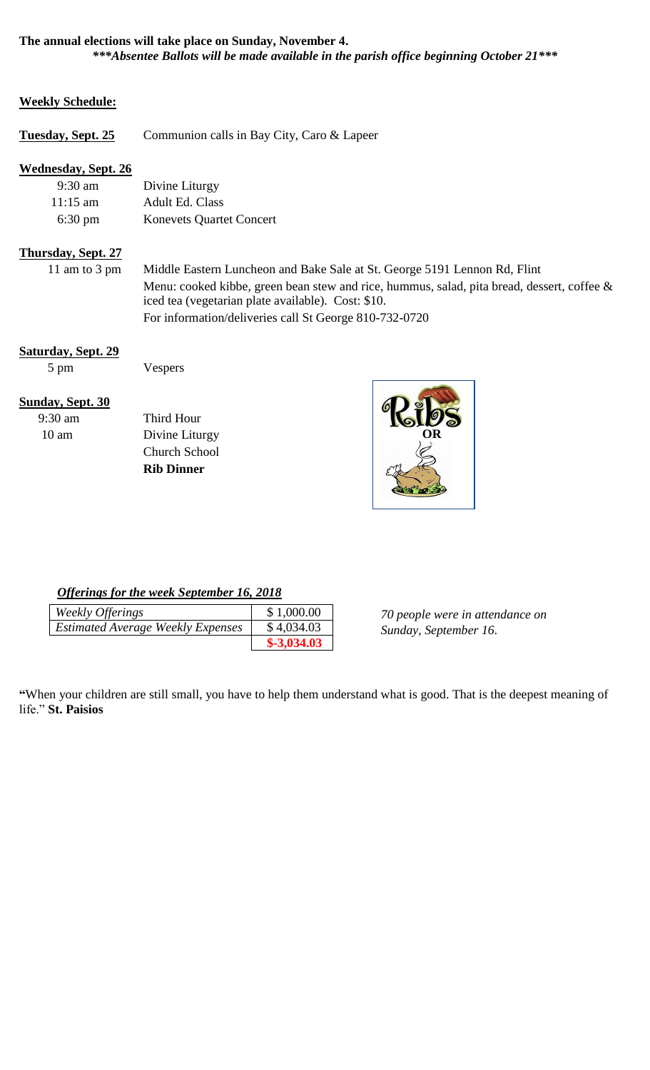**The annual elections will take place on Sunday, November 4.**

***\*\*\*Absentee Ballots will be made available in the parish office beginning October 21\*\*\****

**Weekly Schedule:**

**Tuesday, Sept. 25** Communion calls in Bay City, Caro & Lapeer

**Wednesday, Sept. 26**

9:30 am Divine Liturgy
11:15 am Adult Ed. Class
6:30 pm Konevets Quartet Concert

**Thursday, Sept. 27**

11 am to 3 pm Middle Eastern Luncheon and Bake Sale at St. George 5191 Lennon Rd, Flint
Menu: cooked kibbe, green bean stew and rice, hummus, salad, pita bread, dessert, coffee & iced tea (vegetarian plate available). Cost: $10.
For information/deliveries call St George 810-732-0720

**Saturday, Sept. 29**

5 pm Vespers

**Sunday, Sept. 30**

9:30 am Third Hour
10 am Divine Liturgy
Church School
**Rib Dinner**

Ribs OR

***Offerings for the week September 16, 2018***

| | |
|---|---|
| *Weekly Offerings* | $ 1,000.00 |
| *Estimated Average Weekly Expenses* | $ 4,034.03 |
| | **$-3,034.03** |

*70 people were in attendance on Sunday, September 16.*

**"**When your children are still small, you have to help them understand what is good. That is the deepest meaning of life." **St. Paisios**